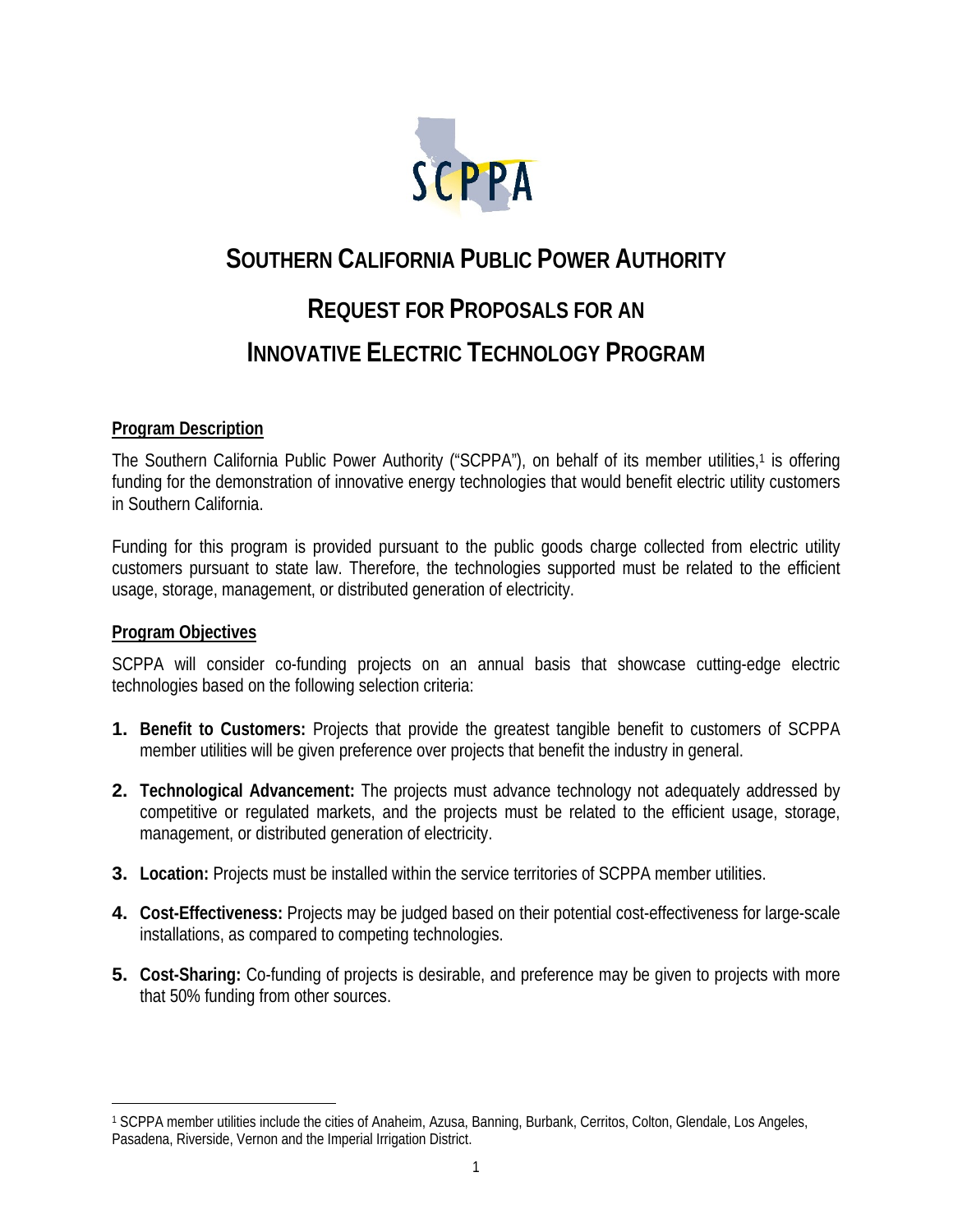# SOUTHERN CALIFORNIA PUBLIC POWER AUTHORITY

## REQUEST FOR PROPOSALS FOR AN INNOVATIVE ELECTRIC TECHNOLOGY PROGRAM

**Program Description**

The Southern California Public Power Authority ("SCPPA"), on behalf of its member utilities,[1] is offering funding for the demonstration of innovative energy technologies that would benefit electric utility customers in Southern California.

Funding for this program is provided pursuant to the public goods charge collected from electric utility customers pursuant to state law. Therefore, the technologies supported must be related to the efficient usage, storage, management, or distributed generation of electricity.

**Program Objectives**

SCPPA will consider co-funding projects on an annual basis that showcase cutting-edge electric technologies based on the following selection criteria:

1. **Benefit to Customers:** Projects that provide the greatest tangible benefit to customers of SCPPA member utilities will be given preference over projects that benefit the industry in general.
2. **Technological Advancement:** The projects must advance technology not adequately addressed by competitive or regulated markets, and the projects must be related to the efficient usage, storage, management, or distributed generation of electricity.
3. **Location:** Projects must be installed within the service territories of SCPPA member utilities.
4. **Cost-Effectiveness:** Projects may be judged based on their potential cost-effectiveness for large-scale installations, as compared to competing technologies.
5. **Cost-Sharing:** Co-funding of projects is desirable, and preference may be given to projects with more that 50% funding from other sources.

---

[1] SCPPA member utilities include the cities of Anaheim, Azusa, Banning, Burbank, Cerritos, Colton, Glendale, Los Angeles, Pasadena, Riverside, Vernon and the Imperial Irrigation District.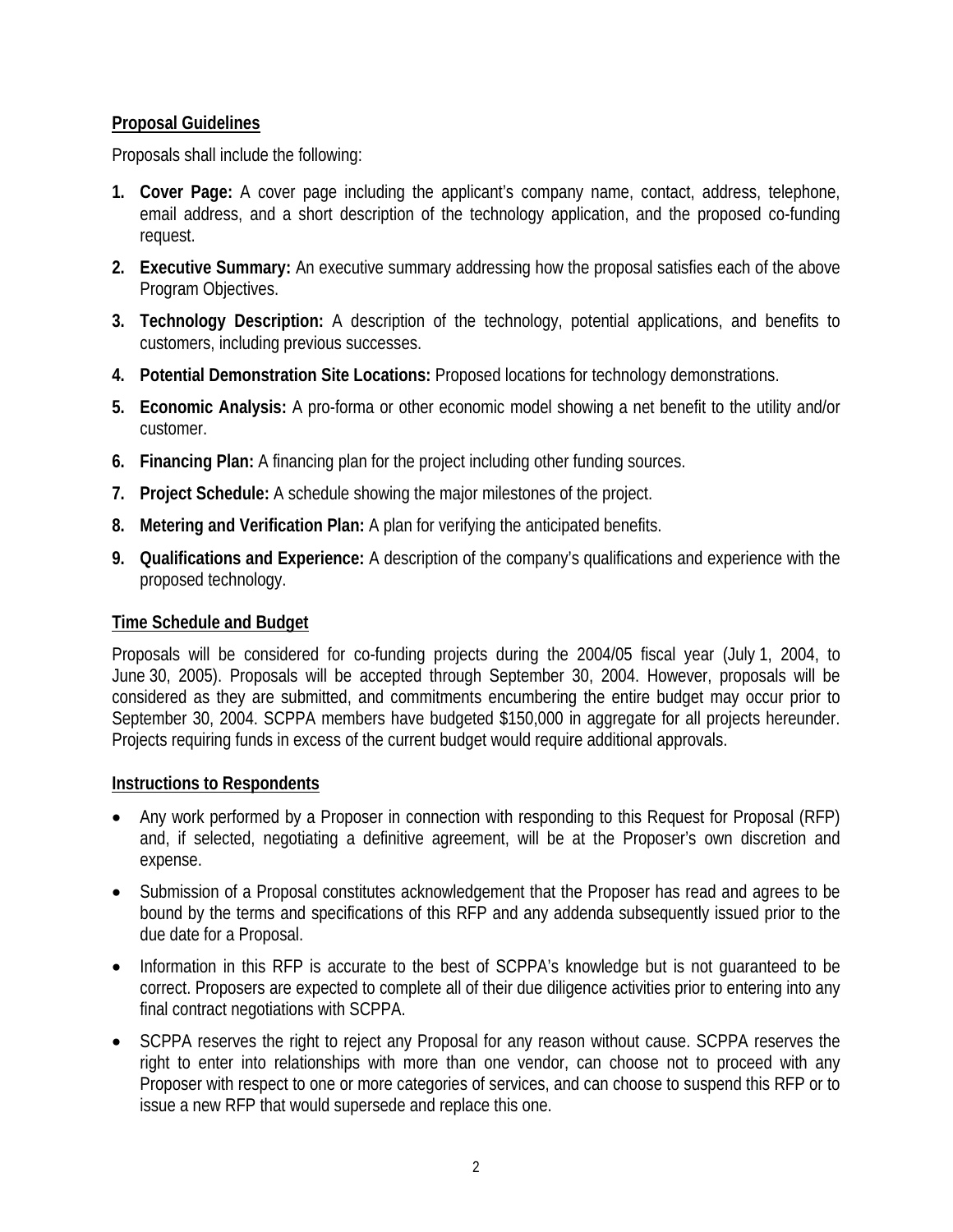## Proposal Guidelines

Proposals shall include the following:

1. **Cover Page:** A cover page including the applicant's company name, contact, address, telephone, email address, and a short description of the technology application, and the proposed co-funding request.
2. **Executive Summary:** An executive summary addressing how the proposal satisfies each of the above Program Objectives.
3. **Technology Description:** A description of the technology, potential applications, and benefits to customers, including previous successes.
4. **Potential Demonstration Site Locations:** Proposed locations for technology demonstrations.
5. **Economic Analysis:** A pro-forma or other economic model showing a net benefit to the utility and/or customer.
6. **Financing Plan:** A financing plan for the project including other funding sources.
7. **Project Schedule:** A schedule showing the major milestones of the project.
8. **Metering and Verification Plan:** A plan for verifying the anticipated benefits.
9. **Qualifications and Experience:** A description of the company's qualifications and experience with the proposed technology.

## Time Schedule and Budget

Proposals will be considered for co-funding projects during the 2004/05 fiscal year (July 1, 2004, to June 30, 2005). Proposals will be accepted through September 30, 2004. However, proposals will be considered as they are submitted, and commitments encumbering the entire budget may occur prior to September 30, 2004. SCPPA members have budgeted $150,000 in aggregate for all projects hereunder. Projects requiring funds in excess of the current budget would require additional approvals.

## Instructions to Respondents

- Any work performed by a Proposer in connection with responding to this Request for Proposal (RFP) and, if selected, negotiating a definitive agreement, will be at the Proposer's own discretion and expense.
- Submission of a Proposal constitutes acknowledgement that the Proposer has read and agrees to be bound by the terms and specifications of this RFP and any addenda subsequently issued prior to the due date for a Proposal.
- Information in this RFP is accurate to the best of SCPPA's knowledge but is not guaranteed to be correct. Proposers are expected to complete all of their due diligence activities prior to entering into any final contract negotiations with SCPPA.
- SCPPA reserves the right to reject any Proposal for any reason without cause. SCPPA reserves the right to enter into relationships with more than one vendor, can choose not to proceed with any Proposer with respect to one or more categories of services, and can choose to suspend this RFP or to issue a new RFP that would supersede and replace this one.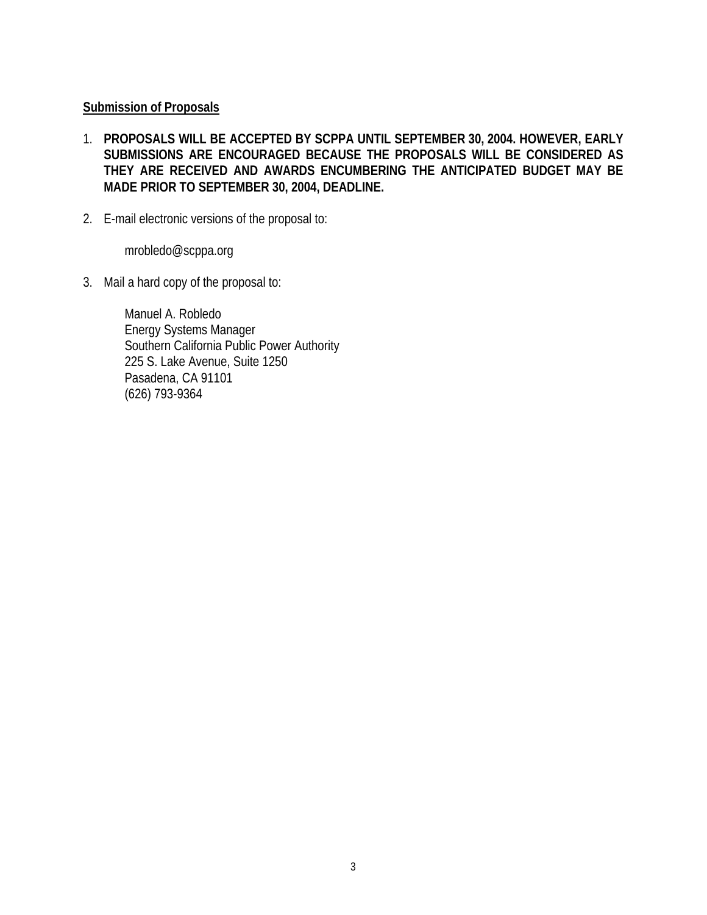**Submission of Proposals**

1. **PROPOSALS WILL BE ACCEPTED BY SCPPA UNTIL SEPTEMBER 30, 2004. HOWEVER, EARLY SUBMISSIONS ARE ENCOURAGED BECAUSE THE PROPOSALS WILL BE CONSIDERED AS THEY ARE RECEIVED AND AWARDS ENCUMBERING THE ANTICIPATED BUDGET MAY BE MADE PRIOR TO SEPTEMBER 30, 2004, DEADLINE.**

2. E-mail electronic versions of the proposal to:

   mrobledo@scppa.org

3. Mail a hard copy of the proposal to:

   Manuel A. Robledo
   Energy Systems Manager
   Southern California Public Power Authority
   225 S. Lake Avenue, Suite 1250
   Pasadena, CA 91101
   (626) 793-9364